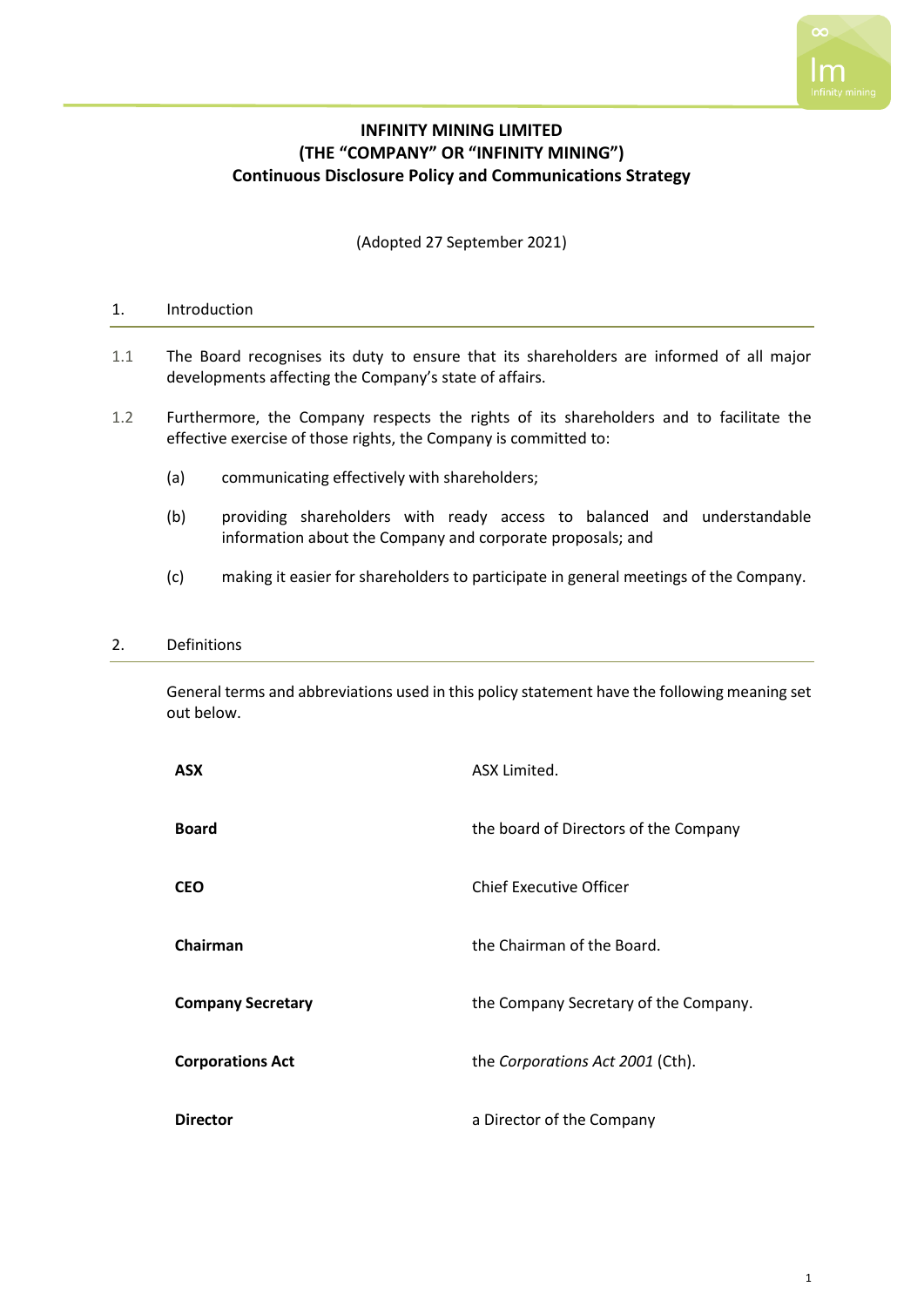# INFINITY MINING LIMITED
# (THE "COMPANY" OR "INFINITY MINING")
# Continuous Disclosure Policy and Communications Strategy

(Adopted 27 September 2021)

## 1. Introduction

1.1 The Board recognises its duty to ensure that its shareholders are informed of all major developments affecting the Company's state of affairs.

1.2 Furthermore, the Company respects the rights of its shareholders and to facilitate the effective exercise of those rights, the Company is committed to:

(a) communicating effectively with shareholders;

(b) providing shareholders with ready access to balanced and understandable information about the Company and corporate proposals; and

(c) making it easier for shareholders to participate in general meetings of the Company.

## 2. Definitions

General terms and abbreviations used in this policy statement have the following meaning set out below.

| | |
|---|---|
| **ASX** | ASX Limited. |
| **Board** | the board of Directors of the Company |
| **CEO** | Chief Executive Officer |
| **Chairman** | the Chairman of the Board. |
| **Company Secretary** | the Company Secretary of the Company. |
| **Corporations Act** | the *Corporations Act 2001* (Cth). |
| **Director** | a Director of the Company |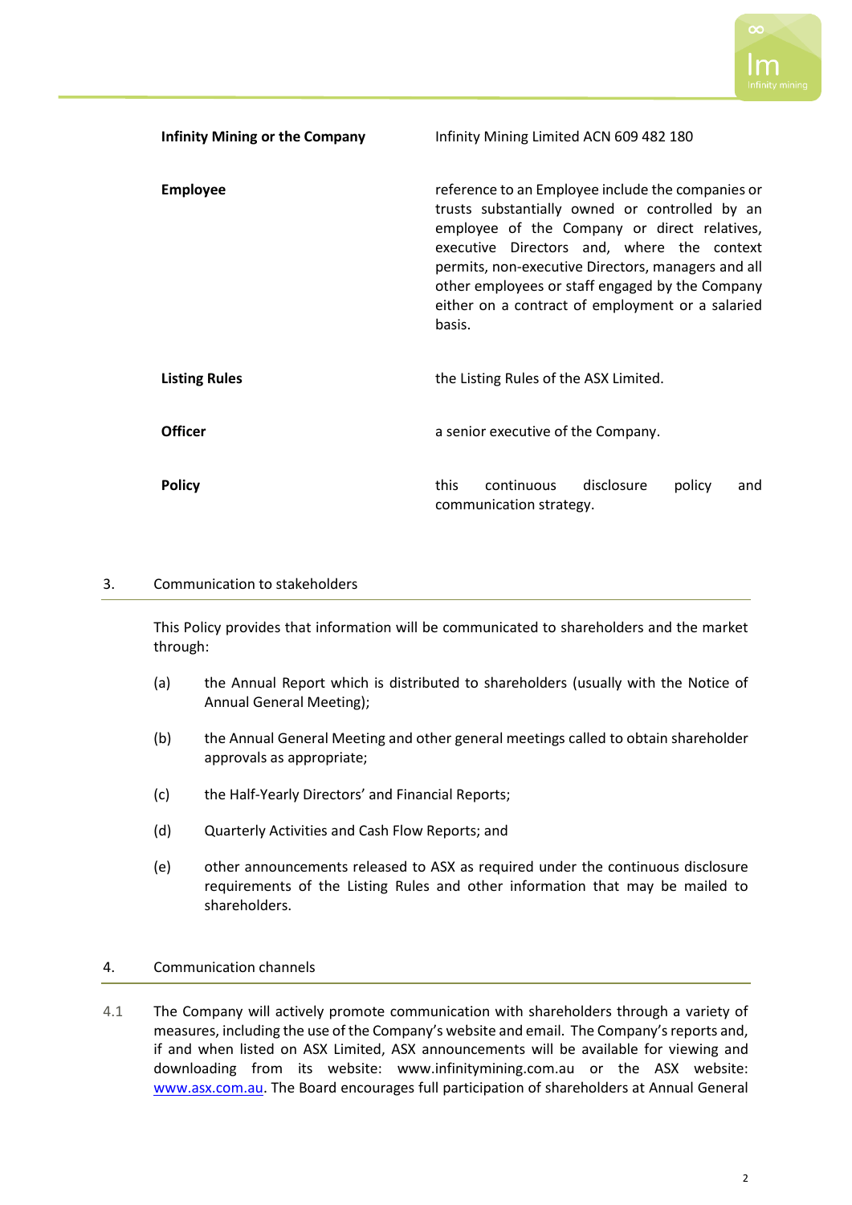| | |
|---|---|
| **Infinity Mining or the Company** | Infinity Mining Limited ACN 609 482 180 |
| **Employee** | reference to an Employee include the companies or trusts substantially owned or controlled by an employee of the Company or direct relatives, executive Directors and, where the context permits, non-executive Directors, managers and all other employees or staff engaged by the Company either on a contract of employment or a salaried basis. |
| **Listing Rules** | the Listing Rules of the ASX Limited. |
| **Officer** | a senior executive of the Company. |
| **Policy** | this continuous disclosure policy and communication strategy. |

## 3. Communication to stakeholders

This Policy provides that information will be communicated to shareholders and the market through:

(a) the Annual Report which is distributed to shareholders (usually with the Notice of Annual General Meeting);

(b) the Annual General Meeting and other general meetings called to obtain shareholder approvals as appropriate;

(c) the Half-Yearly Directors' and Financial Reports;

(d) Quarterly Activities and Cash Flow Reports; and

(e) other announcements released to ASX as required under the continuous disclosure requirements of the Listing Rules and other information that may be mailed to shareholders.

## 4. Communication channels

4.1 The Company will actively promote communication with shareholders through a variety of measures, including the use of the Company's website and email. The Company's reports and, if and when listed on ASX Limited, ASX announcements will be available for viewing and downloading from its website: www.infinitymining.com.au or the ASX website: www.asx.com.au. The Board encourages full participation of shareholders at Annual General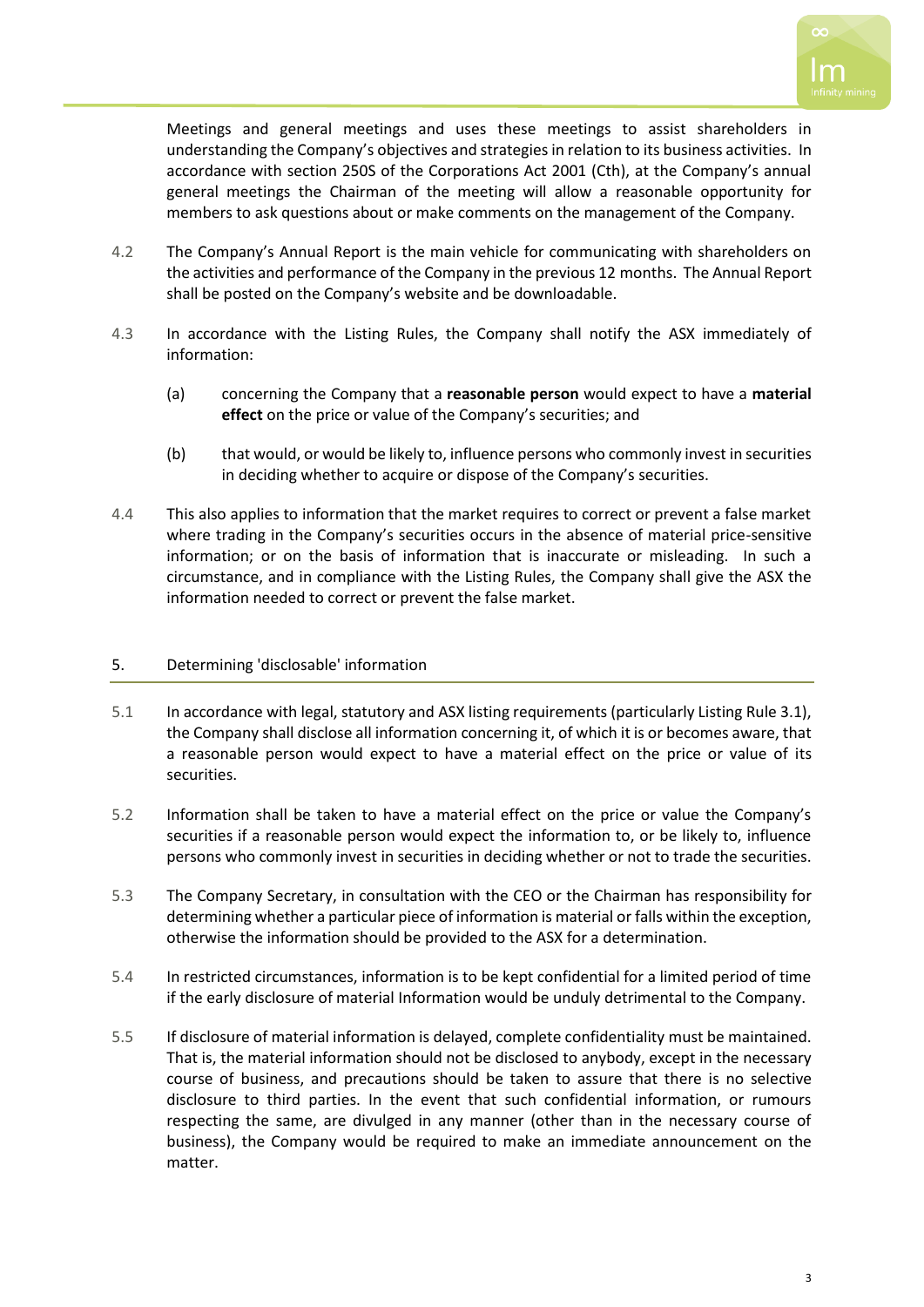Meetings and general meetings and uses these meetings to assist shareholders in understanding the Company's objectives and strategies in relation to its business activities. In accordance with section 250S of the Corporations Act 2001 (Cth), at the Company's annual general meetings the Chairman of the meeting will allow a reasonable opportunity for members to ask questions about or make comments on the management of the Company.

4.2 The Company's Annual Report is the main vehicle for communicating with shareholders on the activities and performance of the Company in the previous 12 months. The Annual Report shall be posted on the Company's website and be downloadable.

4.3 In accordance with the Listing Rules, the Company shall notify the ASX immediately of information:

(a) concerning the Company that a **reasonable person** would expect to have a **material effect** on the price or value of the Company's securities; and

(b) that would, or would be likely to, influence persons who commonly invest in securities in deciding whether to acquire or dispose of the Company's securities.

4.4 This also applies to information that the market requires to correct or prevent a false market where trading in the Company's securities occurs in the absence of material price-sensitive information; or on the basis of information that is inaccurate or misleading. In such a circumstance, and in compliance with the Listing Rules, the Company shall give the ASX the information needed to correct or prevent the false market.

## 5. Determining 'disclosable' information

5.1 In accordance with legal, statutory and ASX listing requirements (particularly Listing Rule 3.1), the Company shall disclose all information concerning it, of which it is or becomes aware, that a reasonable person would expect to have a material effect on the price or value of its securities.

5.2 Information shall be taken to have a material effect on the price or value the Company's securities if a reasonable person would expect the information to, or be likely to, influence persons who commonly invest in securities in deciding whether or not to trade the securities.

5.3 The Company Secretary, in consultation with the CEO or the Chairman has responsibility for determining whether a particular piece of information is material or falls within the exception, otherwise the information should be provided to the ASX for a determination.

5.4 In restricted circumstances, information is to be kept confidential for a limited period of time if the early disclosure of material Information would be unduly detrimental to the Company.

5.5 If disclosure of material information is delayed, complete confidentiality must be maintained. That is, the material information should not be disclosed to anybody, except in the necessary course of business, and precautions should be taken to assure that there is no selective disclosure to third parties. In the event that such confidential information, or rumours respecting the same, are divulged in any manner (other than in the necessary course of business), the Company would be required to make an immediate announcement on the matter.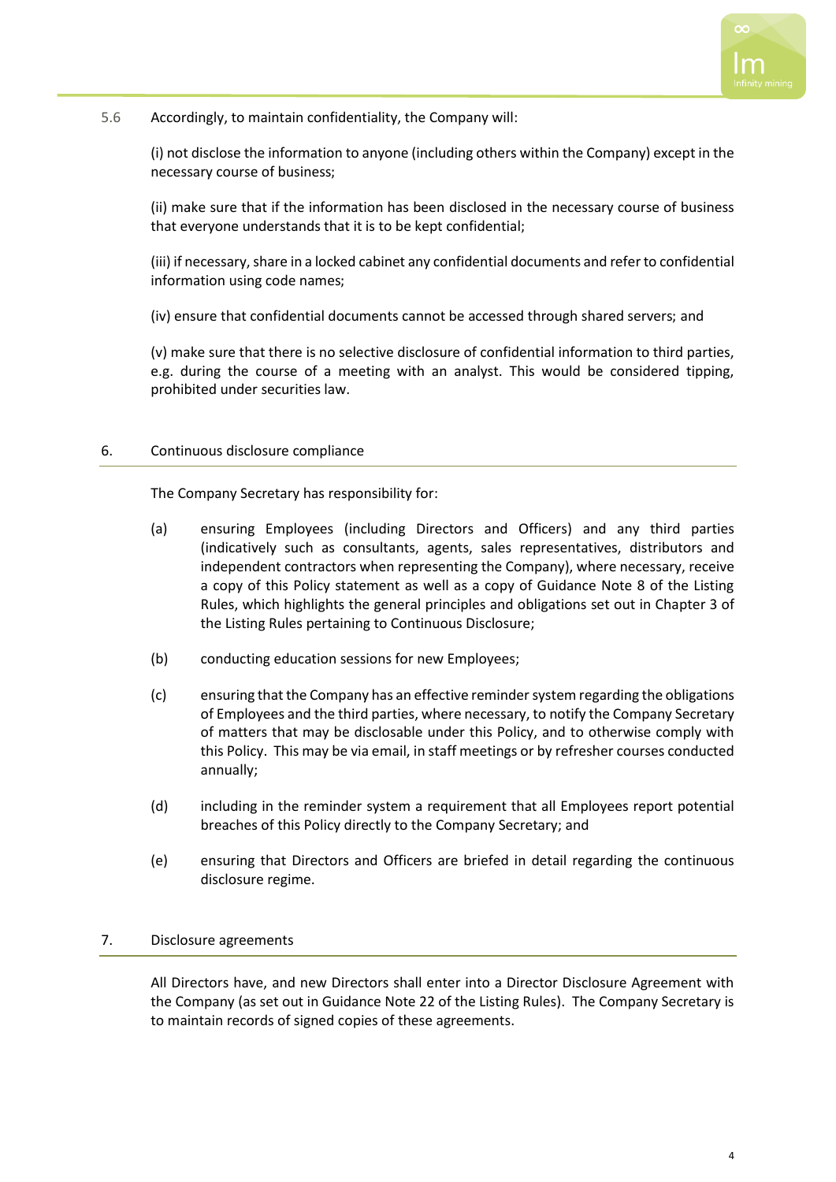5.6 Accordingly, to maintain confidentiality, the Company will:

(i) not disclose the information to anyone (including others within the Company) except in the necessary course of business;

(ii) make sure that if the information has been disclosed in the necessary course of business that everyone understands that it is to be kept confidential;

(iii) if necessary, share in a locked cabinet any confidential documents and refer to confidential information using code names;

(iv) ensure that confidential documents cannot be accessed through shared servers; and

(v) make sure that there is no selective disclosure of confidential information to third parties, e.g. during the course of a meeting with an analyst. This would be considered tipping, prohibited under securities law.

## 6. Continuous disclosure compliance

The Company Secretary has responsibility for:

(a) ensuring Employees (including Directors and Officers) and any third parties (indicatively such as consultants, agents, sales representatives, distributors and independent contractors when representing the Company), where necessary, receive a copy of this Policy statement as well as a copy of Guidance Note 8 of the Listing Rules, which highlights the general principles and obligations set out in Chapter 3 of the Listing Rules pertaining to Continuous Disclosure;

(b) conducting education sessions for new Employees;

(c) ensuring that the Company has an effective reminder system regarding the obligations of Employees and the third parties, where necessary, to notify the Company Secretary of matters that may be disclosable under this Policy, and to otherwise comply with this Policy. This may be via email, in staff meetings or by refresher courses conducted annually;

(d) including in the reminder system a requirement that all Employees report potential breaches of this Policy directly to the Company Secretary; and

(e) ensuring that Directors and Officers are briefed in detail regarding the continuous disclosure regime.

## 7. Disclosure agreements

All Directors have, and new Directors shall enter into a Director Disclosure Agreement with the Company (as set out in Guidance Note 22 of the Listing Rules). The Company Secretary is to maintain records of signed copies of these agreements.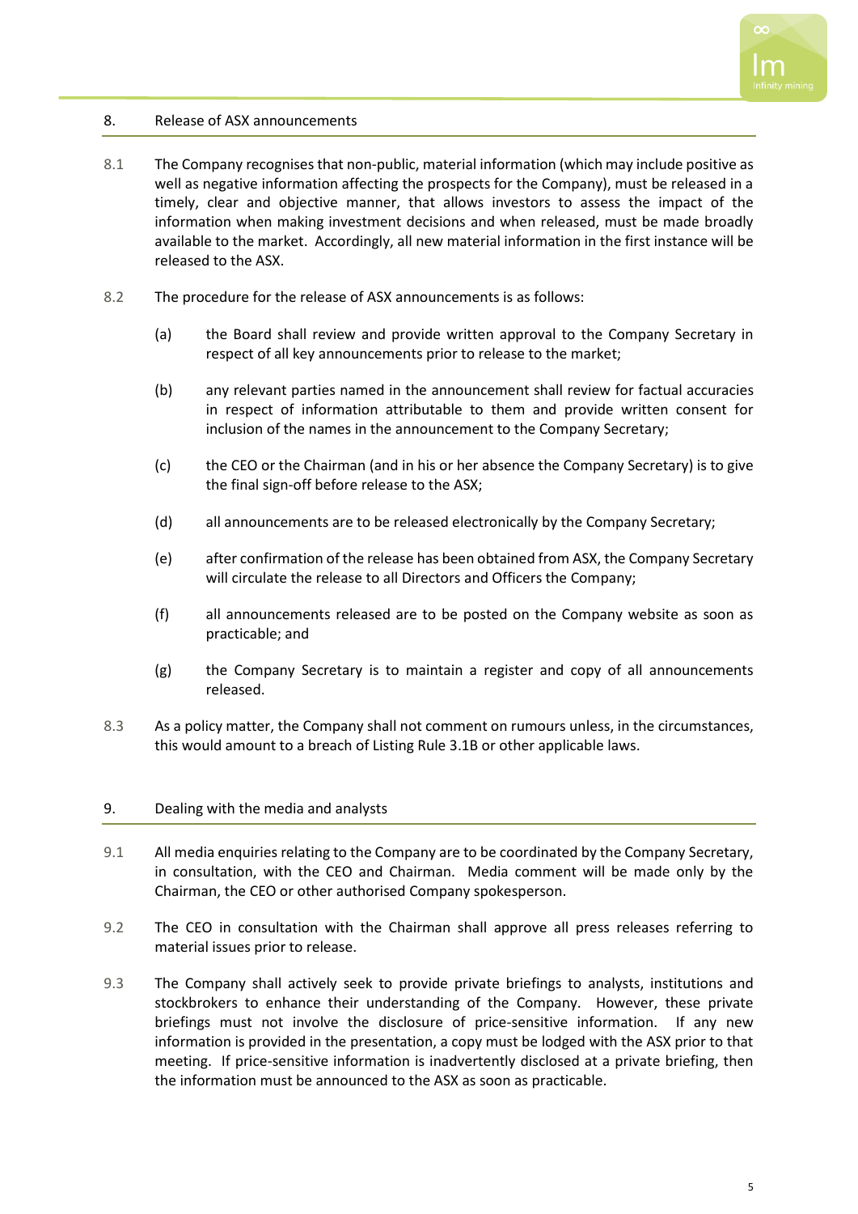## 8. Release of ASX announcements

8.1 The Company recognises that non-public, material information (which may include positive as well as negative information affecting the prospects for the Company), must be released in a timely, clear and objective manner, that allows investors to assess the impact of the information when making investment decisions and when released, must be made broadly available to the market. Accordingly, all new material information in the first instance will be released to the ASX.

8.2 The procedure for the release of ASX announcements is as follows:

(a) the Board shall review and provide written approval to the Company Secretary in respect of all key announcements prior to release to the market;

(b) any relevant parties named in the announcement shall review for factual accuracies in respect of information attributable to them and provide written consent for inclusion of the names in the announcement to the Company Secretary;

(c) the CEO or the Chairman (and in his or her absence the Company Secretary) is to give the final sign-off before release to the ASX;

(d) all announcements are to be released electronically by the Company Secretary;

(e) after confirmation of the release has been obtained from ASX, the Company Secretary will circulate the release to all Directors and Officers the Company;

(f) all announcements released are to be posted on the Company website as soon as practicable; and

(g) the Company Secretary is to maintain a register and copy of all announcements released.

8.3 As a policy matter, the Company shall not comment on rumours unless, in the circumstances, this would amount to a breach of Listing Rule 3.1B or other applicable laws.

## 9. Dealing with the media and analysts

9.1 All media enquiries relating to the Company are to be coordinated by the Company Secretary, in consultation, with the CEO and Chairman. Media comment will be made only by the Chairman, the CEO or other authorised Company spokesperson.

9.2 The CEO in consultation with the Chairman shall approve all press releases referring to material issues prior to release.

9.3 The Company shall actively seek to provide private briefings to analysts, institutions and stockbrokers to enhance their understanding of the Company. However, these private briefings must not involve the disclosure of price-sensitive information. If any new information is provided in the presentation, a copy must be lodged with the ASX prior to that meeting. If price-sensitive information is inadvertently disclosed at a private briefing, then the information must be announced to the ASX as soon as practicable.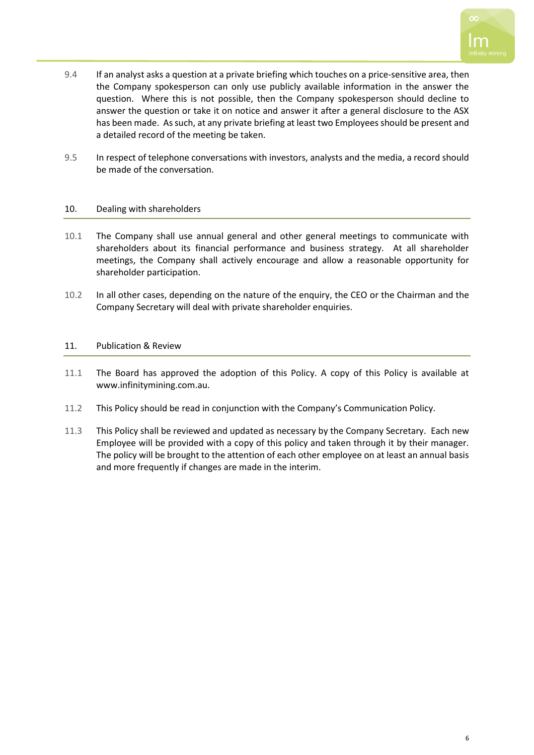9.4 If an analyst asks a question at a private briefing which touches on a price-sensitive area, then the Company spokesperson can only use publicly available information in the answer the question. Where this is not possible, then the Company spokesperson should decline to answer the question or take it on notice and answer it after a general disclosure to the ASX has been made. As such, at any private briefing at least two Employees should be present and a detailed record of the meeting be taken.

9.5 In respect of telephone conversations with investors, analysts and the media, a record should be made of the conversation.

## 10. Dealing with shareholders

10.1 The Company shall use annual general and other general meetings to communicate with shareholders about its financial performance and business strategy. At all shareholder meetings, the Company shall actively encourage and allow a reasonable opportunity for shareholder participation.

10.2 In all other cases, depending on the nature of the enquiry, the CEO or the Chairman and the Company Secretary will deal with private shareholder enquiries.

## 11. Publication & Review

11.1 The Board has approved the adoption of this Policy. A copy of this Policy is available at www.infinitymining.com.au.

11.2 This Policy should be read in conjunction with the Company's Communication Policy.

11.3 This Policy shall be reviewed and updated as necessary by the Company Secretary. Each new Employee will be provided with a copy of this policy and taken through it by their manager. The policy will be brought to the attention of each other employee on at least an annual basis and more frequently if changes are made in the interim.